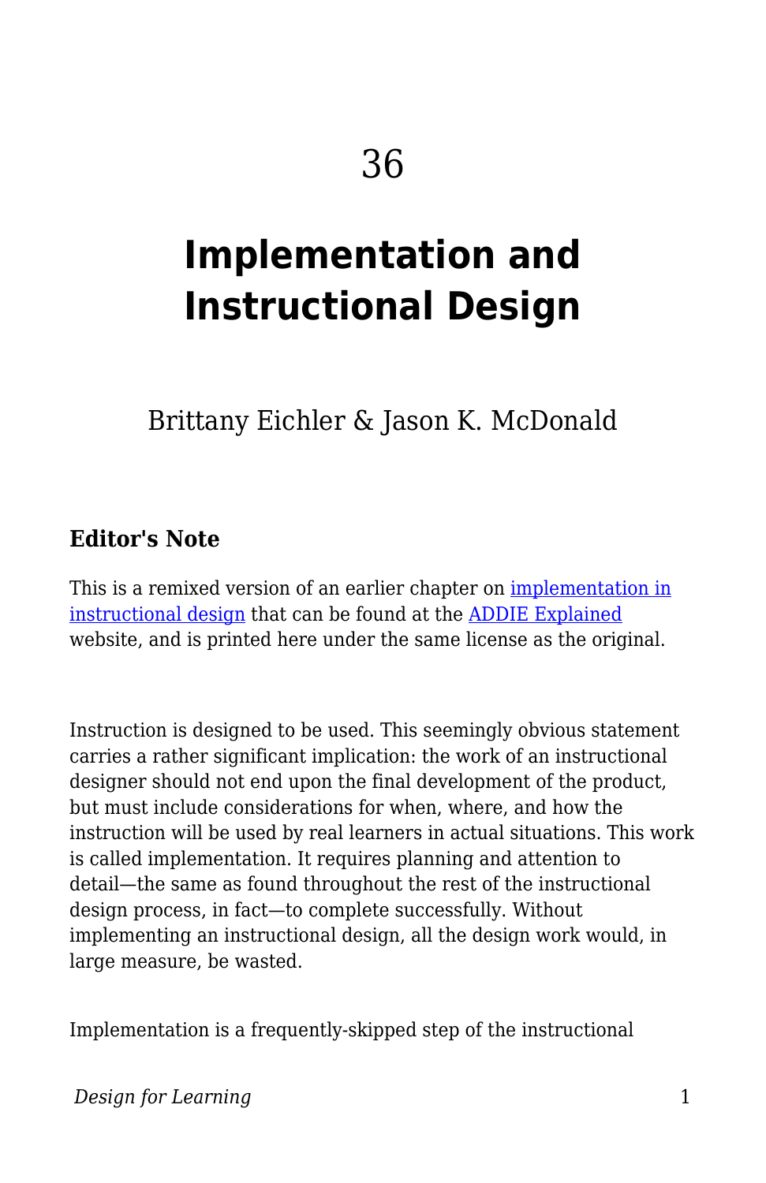36

# Implementation and Instructional Design

Brittany Eichler & Jason K. McDonald

### Editor's Note

This is a remixed version of an earlier chapter on implementation in instructional design that can be found at the ADDIE Explained website, and is printed here under the same license as the original.

Instruction is designed to be used. This seemingly obvious statement carries a rather significant implication: the work of an instructional designer should not end upon the final development of the product, but must include considerations for when, where, and how the instruction will be used by real learners in actual situations. This work is called implementation. It requires planning and attention to detail—the same as found throughout the rest of the instructional design process, in fact—to complete successfully. Without implementing an instructional design, all the design work would, in large measure, be wasted.

Implementation is a frequently-skipped step of the instructional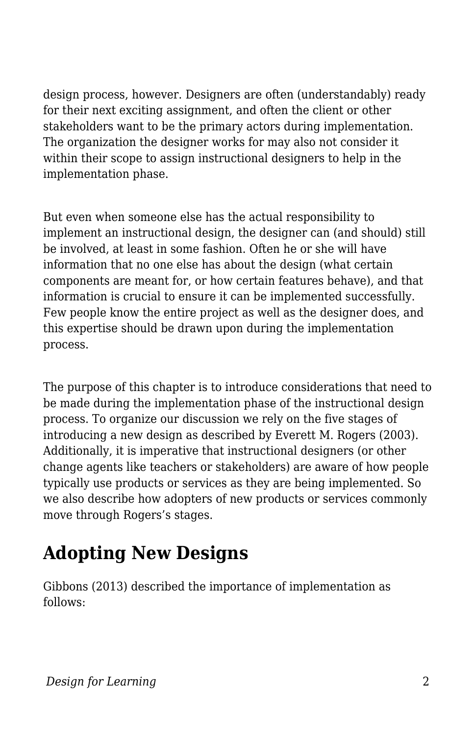design process, however. Designers are often (understandably) ready for their next exciting assignment, and often the client or other stakeholders want to be the primary actors during implementation. The organization the designer works for may also not consider it within their scope to assign instructional designers to help in the implementation phase.

But even when someone else has the actual responsibility to implement an instructional design, the designer can (and should) still be involved, at least in some fashion. Often he or she will have information that no one else has about the design (what certain components are meant for, or how certain features behave), and that information is crucial to ensure it can be implemented successfully. Few people know the entire project as well as the designer does, and this expertise should be drawn upon during the implementation process.

The purpose of this chapter is to introduce considerations that need to be made during the implementation phase of the instructional design process. To organize our discussion we rely on the five stages of introducing a new design as described by Everett M. Rogers (2003). Additionally, it is imperative that instructional designers (or other change agents like teachers or stakeholders) are aware of how people typically use products or services as they are being implemented. So we also describe how adopters of new products or services commonly move through Rogers's stages.

## Adopting New Designs

Gibbons (2013) described the importance of implementation as follows: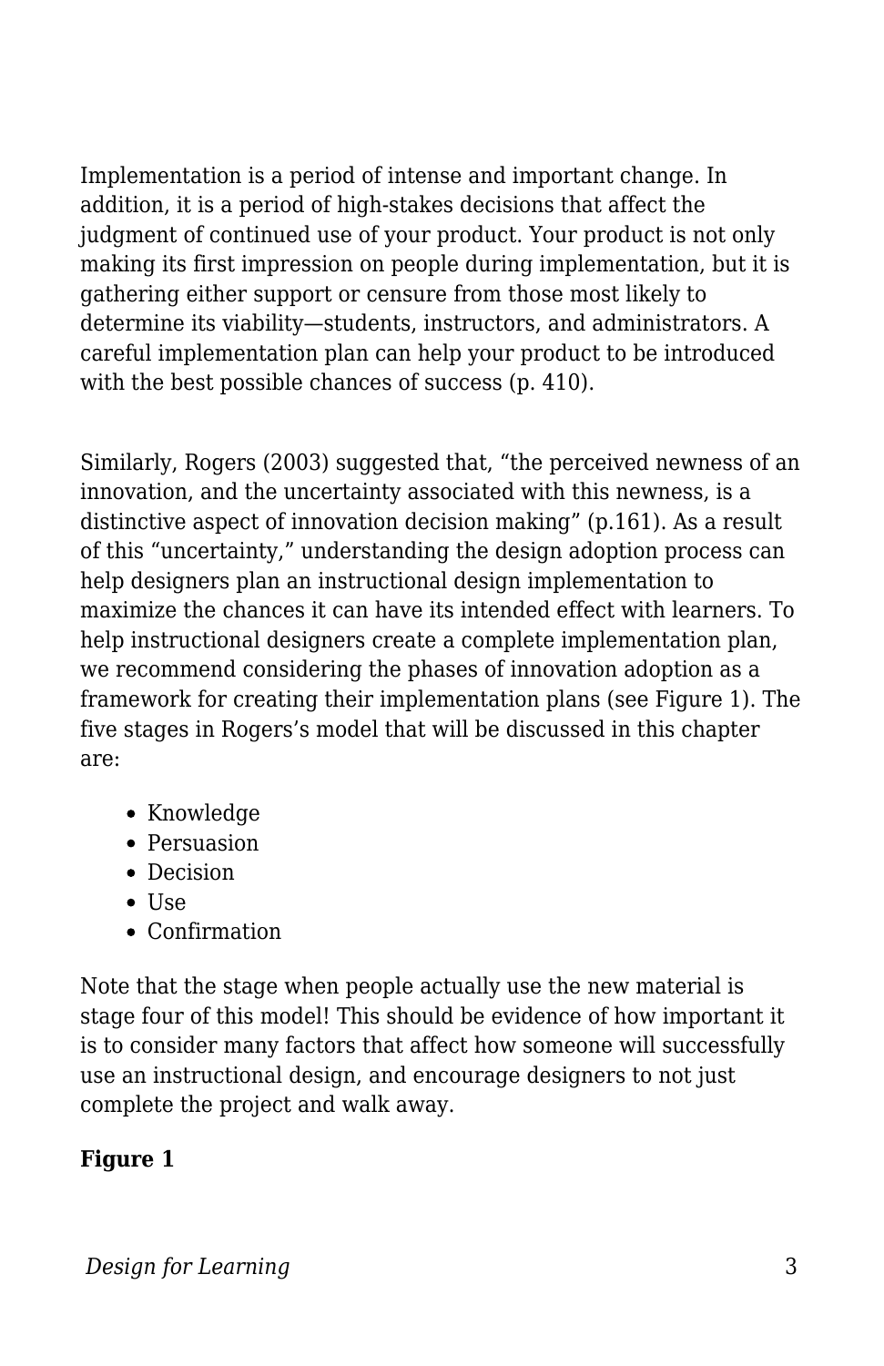Implementation is a period of intense and important change. In addition, it is a period of high-stakes decisions that affect the judgment of continued use of your product. Your product is not only making its first impression on people during implementation, but it is gathering either support or censure from those most likely to determine its viability—students, instructors, and administrators. A careful implementation plan can help your product to be introduced with the best possible chances of success (p. 410).

Similarly, Rogers (2003) suggested that, "the perceived newness of an innovation, and the uncertainty associated with this newness, is a distinctive aspect of innovation decision making" (p.161). As a result of this "uncertainty," understanding the design adoption process can help designers plan an instructional design implementation to maximize the chances it can have its intended effect with learners. To help instructional designers create a complete implementation plan, we recommend considering the phases of innovation adoption as a framework for creating their implementation plans (see Figure 1). The five stages in Rogers's model that will be discussed in this chapter are:

- Knowledge
- Persuasion
- Decision
- Use
- Confirmation

Note that the stage when people actually use the new material is stage four of this model! This should be evidence of how important it is to consider many factors that affect how someone will successfully use an instructional design, and encourage designers to not just complete the project and walk away.

**Figure 1**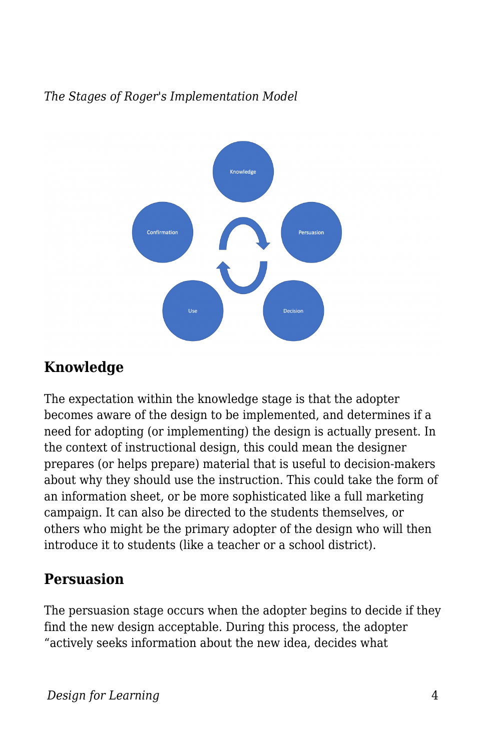*The Stages of Roger's Implementation Model*

## Knowledge

The expectation within the knowledge stage is that the adopter becomes aware of the design to be implemented, and determines if a need for adopting (or implementing) the design is actually present. In the context of instructional design, this could mean the designer prepares (or helps prepare) material that is useful to decision-makers about why they should use the instruction. This could take the form of an information sheet, or be more sophisticated like a full marketing campaign. It can also be directed to the students themselves, or others who might be the primary adopter of the design who will then introduce it to students (like a teacher or a school district).

## Persuasion

The persuasion stage occurs when the adopter begins to decide if they find the new design acceptable. During this process, the adopter "actively seeks information about the new idea, decides what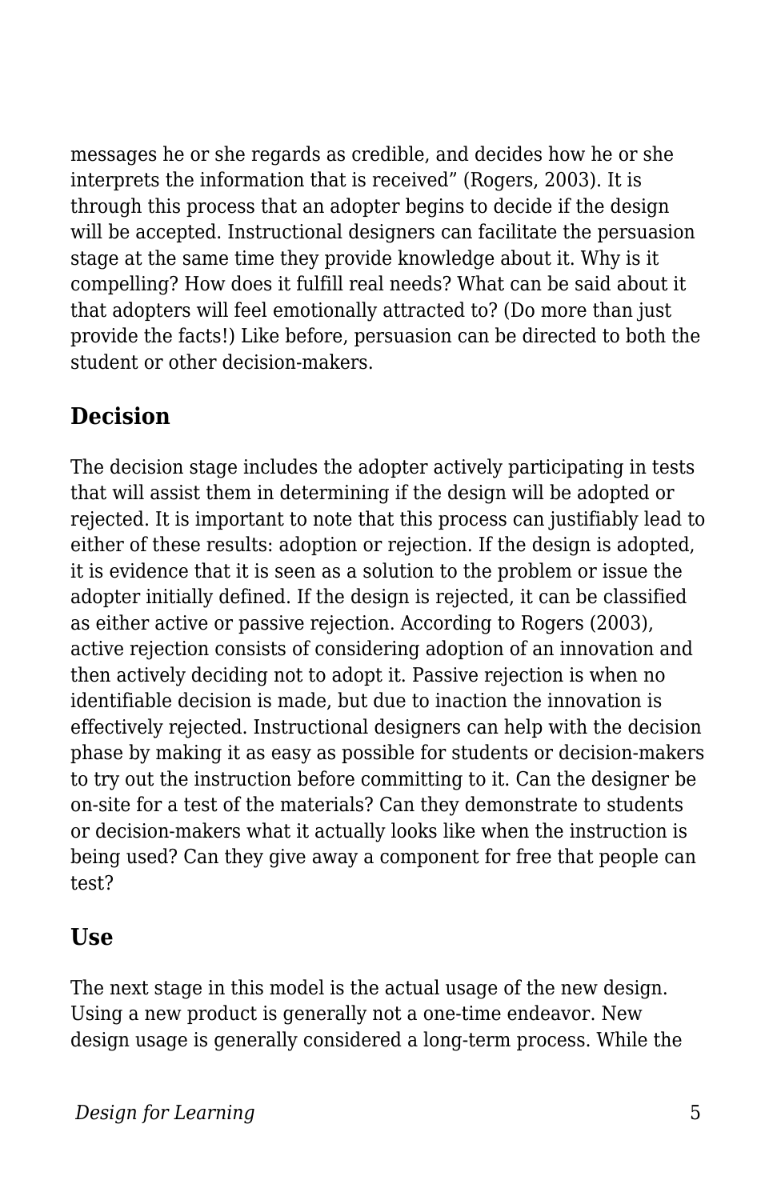messages he or she regards as credible, and decides how he or she interprets the information that is received" (Rogers, 2003). It is through this process that an adopter begins to decide if the design will be accepted. Instructional designers can facilitate the persuasion stage at the same time they provide knowledge about it. Why is it compelling? How does it fulfill real needs? What can be said about it that adopters will feel emotionally attracted to? (Do more than just provide the facts!) Like before, persuasion can be directed to both the student or other decision-makers.

## Decision

The decision stage includes the adopter actively participating in tests that will assist them in determining if the design will be adopted or rejected. It is important to note that this process can justifiably lead to either of these results: adoption or rejection. If the design is adopted, it is evidence that it is seen as a solution to the problem or issue the adopter initially defined. If the design is rejected, it can be classified as either active or passive rejection. According to Rogers (2003), active rejection consists of considering adoption of an innovation and then actively deciding not to adopt it. Passive rejection is when no identifiable decision is made, but due to inaction the innovation is effectively rejected. Instructional designers can help with the decision phase by making it as easy as possible for students or decision-makers to try out the instruction before committing to it. Can the designer be on-site for a test of the materials? Can they demonstrate to students or decision-makers what it actually looks like when the instruction is being used? Can they give away a component for free that people can test?

## Use

The next stage in this model is the actual usage of the new design. Using a new product is generally not a one-time endeavor. New design usage is generally considered a long-term process. While the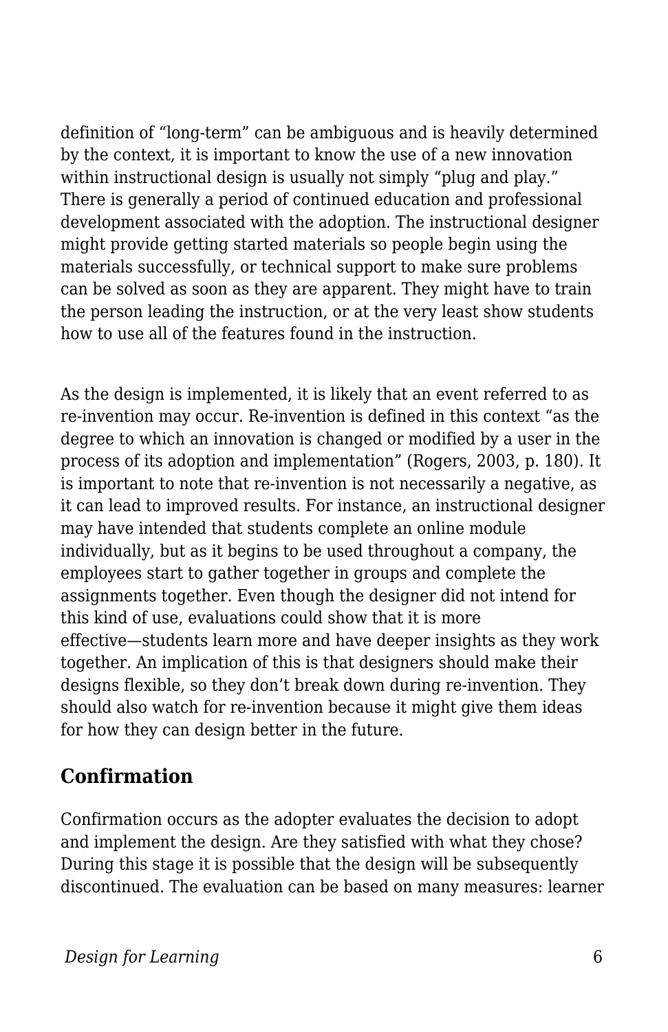definition of “long-term” can be ambiguous and is heavily determined by the context, it is important to know the use of a new innovation within instructional design is usually not simply “plug and play.” There is generally a period of continued education and professional development associated with the adoption. The instructional designer might provide getting started materials so people begin using the materials successfully, or technical support to make sure problems can be solved as soon as they are apparent. They might have to train the person leading the instruction, or at the very least show students how to use all of the features found in the instruction.

As the design is implemented, it is likely that an event referred to as re-invention may occur. Re-invention is defined in this context “as the degree to which an innovation is changed or modified by a user in the process of its adoption and implementation” (Rogers, 2003, p. 180). It is important to note that re-invention is not necessarily a negative, as it can lead to improved results. For instance, an instructional designer may have intended that students complete an online module individually, but as it begins to be used throughout a company, the employees start to gather together in groups and complete the assignments together. Even though the designer did not intend for this kind of use, evaluations could show that it is more effective—students learn more and have deeper insights as they work together. An implication of this is that designers should make their designs flexible, so they don’t break down during re-invention. They should also watch for re-invention because it might give them ideas for how they can design better in the future.

## Confirmation

Confirmation occurs as the adopter evaluates the decision to adopt and implement the design. Are they satisfied with what they chose? During this stage it is possible that the design will be subsequently discontinued. The evaluation can be based on many measures: learner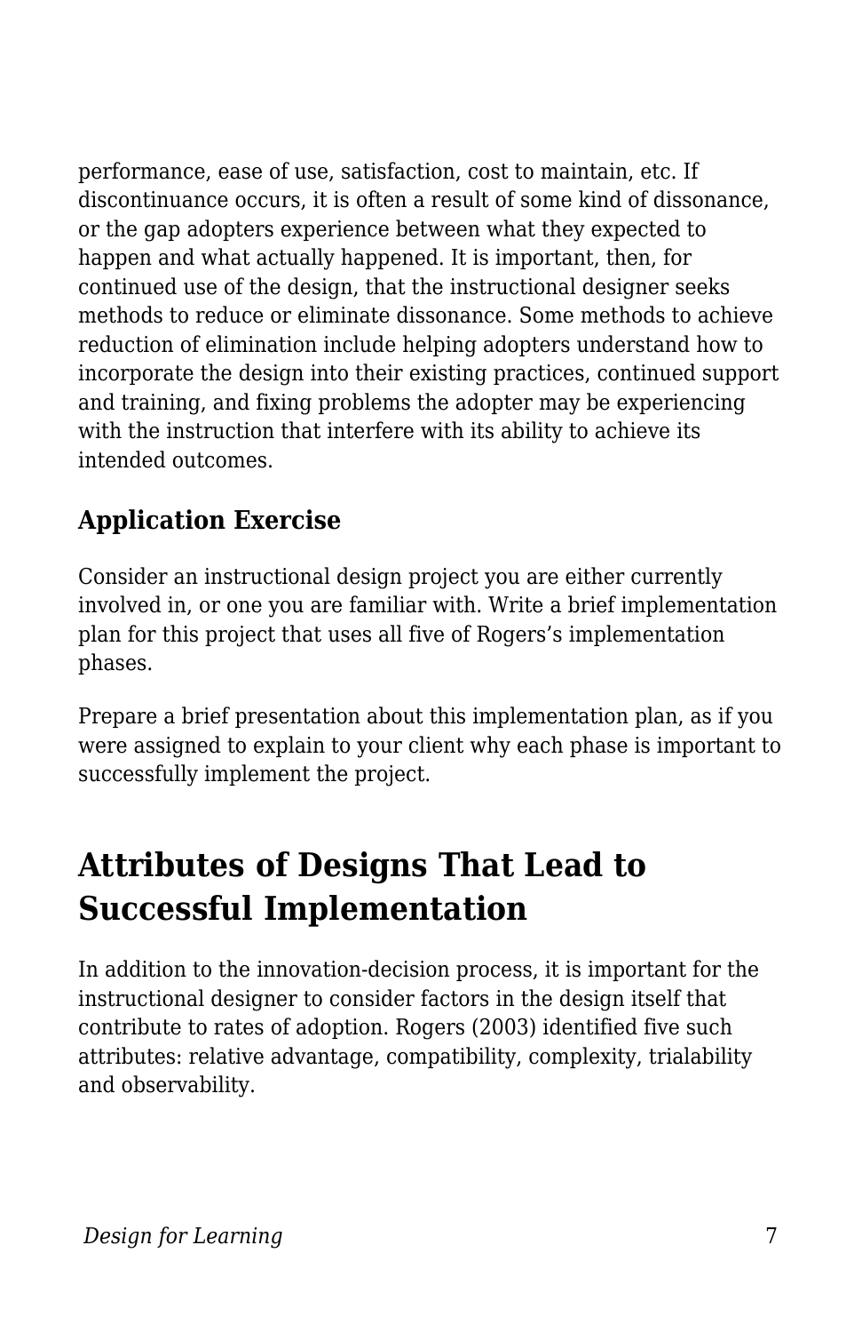performance, ease of use, satisfaction, cost to maintain, etc. If discontinuance occurs, it is often a result of some kind of dissonance, or the gap adopters experience between what they expected to happen and what actually happened. It is important, then, for continued use of the design, that the instructional designer seeks methods to reduce or eliminate dissonance. Some methods to achieve reduction of elimination include helping adopters understand how to incorporate the design into their existing practices, continued support and training, and fixing problems the adopter may be experiencing with the instruction that interfere with its ability to achieve its intended outcomes.

### Application Exercise

Consider an instructional design project you are either currently involved in, or one you are familiar with. Write a brief implementation plan for this project that uses all five of Rogers's implementation phases.

Prepare a brief presentation about this implementation plan, as if you were assigned to explain to your client why each phase is important to successfully implement the project.

## Attributes of Designs That Lead to Successful Implementation

In addition to the innovation-decision process, it is important for the instructional designer to consider factors in the design itself that contribute to rates of adoption. Rogers (2003) identified five such attributes: relative advantage, compatibility, complexity, trialability and observability.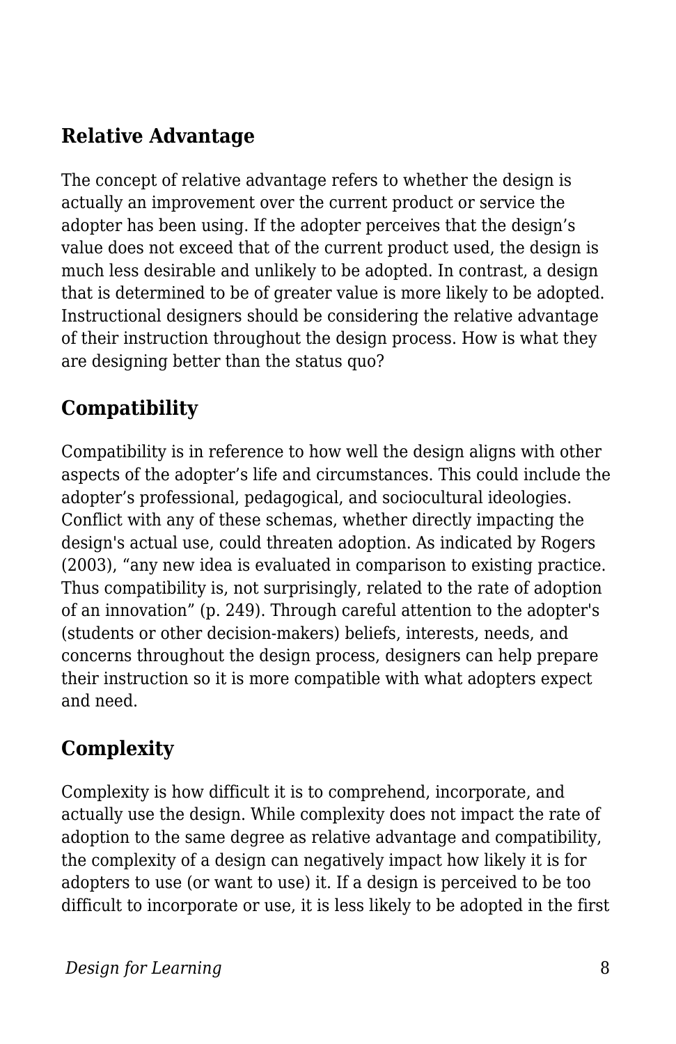### Relative Advantage

The concept of relative advantage refers to whether the design is actually an improvement over the current product or service the adopter has been using. If the adopter perceives that the design's value does not exceed that of the current product used, the design is much less desirable and unlikely to be adopted. In contrast, a design that is determined to be of greater value is more likely to be adopted. Instructional designers should be considering the relative advantage of their instruction throughout the design process. How is what they are designing better than the status quo?

### Compatibility

Compatibility is in reference to how well the design aligns with other aspects of the adopter's life and circumstances. This could include the adopter's professional, pedagogical, and sociocultural ideologies. Conflict with any of these schemas, whether directly impacting the design's actual use, could threaten adoption. As indicated by Rogers (2003), "any new idea is evaluated in comparison to existing practice. Thus compatibility is, not surprisingly, related to the rate of adoption of an innovation" (p. 249). Through careful attention to the adopter's (students or other decision-makers) beliefs, interests, needs, and concerns throughout the design process, designers can help prepare their instruction so it is more compatible with what adopters expect and need.

### Complexity

Complexity is how difficult it is to comprehend, incorporate, and actually use the design. While complexity does not impact the rate of adoption to the same degree as relative advantage and compatibility, the complexity of a design can negatively impact how likely it is for adopters to use (or want to use) it. If a design is perceived to be too difficult to incorporate or use, it is less likely to be adopted in the first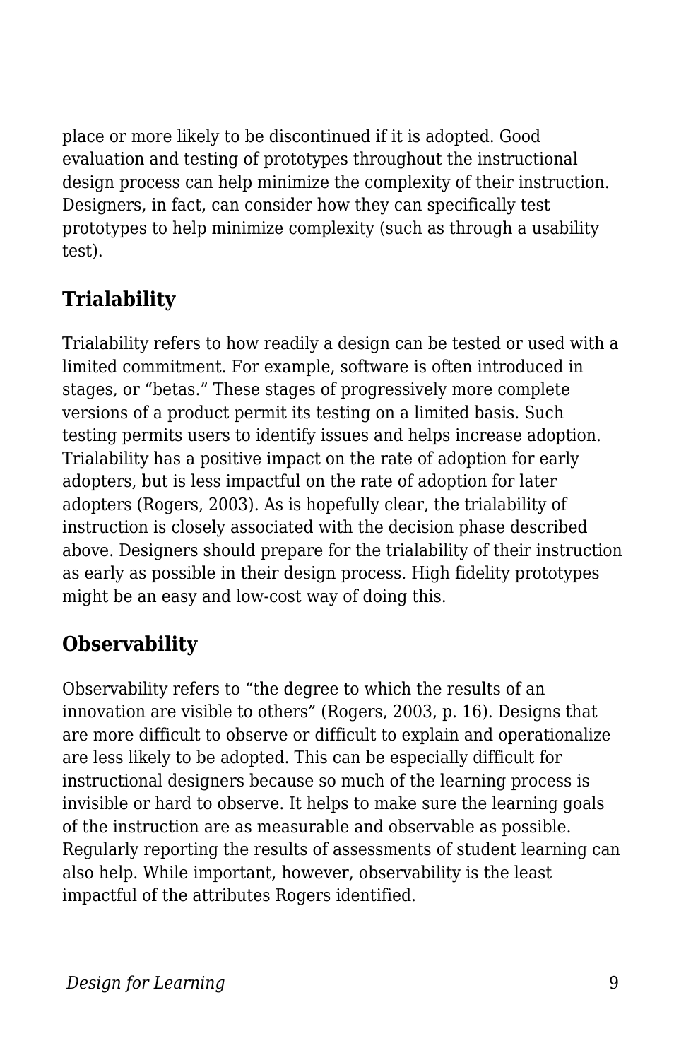place or more likely to be discontinued if it is adopted. Good evaluation and testing of prototypes throughout the instructional design process can help minimize the complexity of their instruction. Designers, in fact, can consider how they can specifically test prototypes to help minimize complexity (such as through a usability test).

## Trialability

Trialability refers to how readily a design can be tested or used with a limited commitment. For example, software is often introduced in stages, or "betas." These stages of progressively more complete versions of a product permit its testing on a limited basis. Such testing permits users to identify issues and helps increase adoption. Trialability has a positive impact on the rate of adoption for early adopters, but is less impactful on the rate of adoption for later adopters (Rogers, 2003). As is hopefully clear, the trialability of instruction is closely associated with the decision phase described above. Designers should prepare for the trialability of their instruction as early as possible in their design process. High fidelity prototypes might be an easy and low-cost way of doing this.

## Observability

Observability refers to "the degree to which the results of an innovation are visible to others" (Rogers, 2003, p. 16). Designs that are more difficult to observe or difficult to explain and operationalize are less likely to be adopted. This can be especially difficult for instructional designers because so much of the learning process is invisible or hard to observe. It helps to make sure the learning goals of the instruction are as measurable and observable as possible. Regularly reporting the results of assessments of student learning can also help. While important, however, observability is the least impactful of the attributes Rogers identified.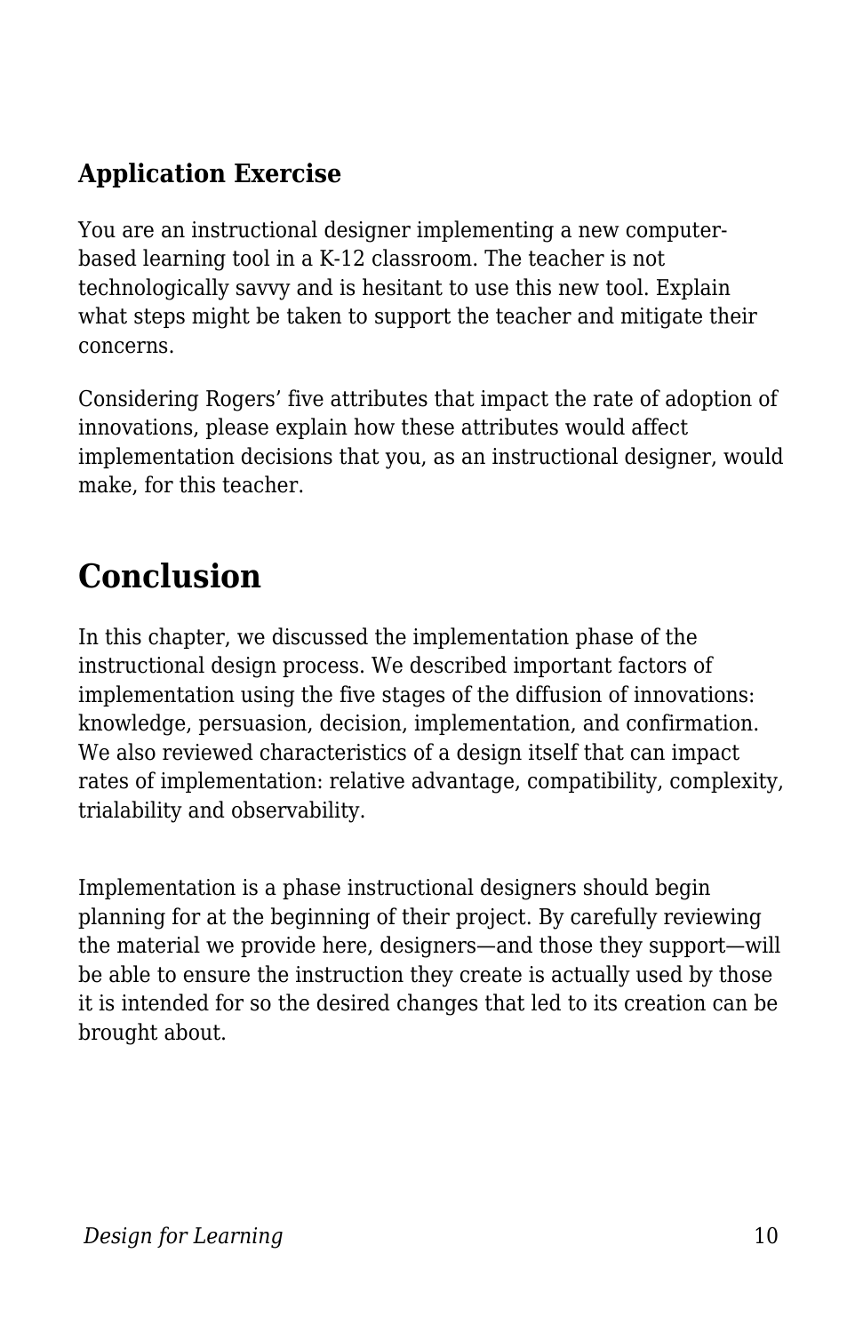### Application Exercise

You are an instructional designer implementing a new computer-based learning tool in a K-12 classroom. The teacher is not technologically savvy and is hesitant to use this new tool. Explain what steps might be taken to support the teacher and mitigate their concerns.

Considering Rogers' five attributes that impact the rate of adoption of innovations, please explain how these attributes would affect implementation decisions that you, as an instructional designer, would make, for this teacher.

## Conclusion

In this chapter, we discussed the implementation phase of the instructional design process. We described important factors of implementation using the five stages of the diffusion of innovations: knowledge, persuasion, decision, implementation, and confirmation. We also reviewed characteristics of a design itself that can impact rates of implementation: relative advantage, compatibility, complexity, trialability and observability.

Implementation is a phase instructional designers should begin planning for at the beginning of their project. By carefully reviewing the material we provide here, designers—and those they support—will be able to ensure the instruction they create is actually used by those it is intended for so the desired changes that led to its creation can be brought about.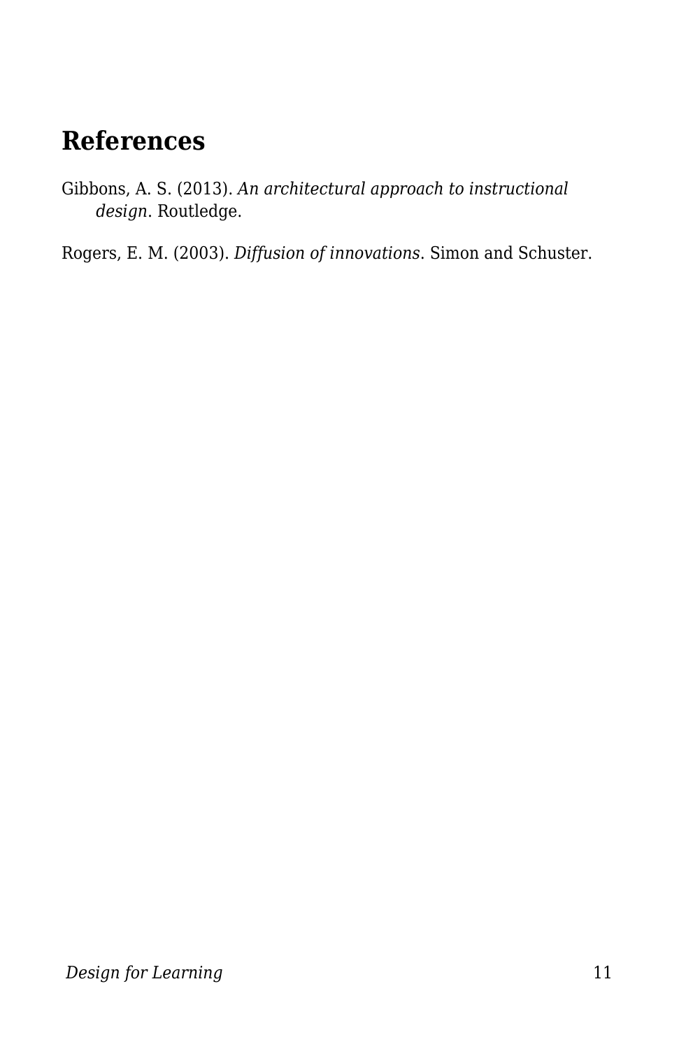## References

Gibbons, A. S. (2013). *An architectural approach to instructional design*. Routledge.

Rogers, E. M. (2003). *Diffusion of innovations*. Simon and Schuster.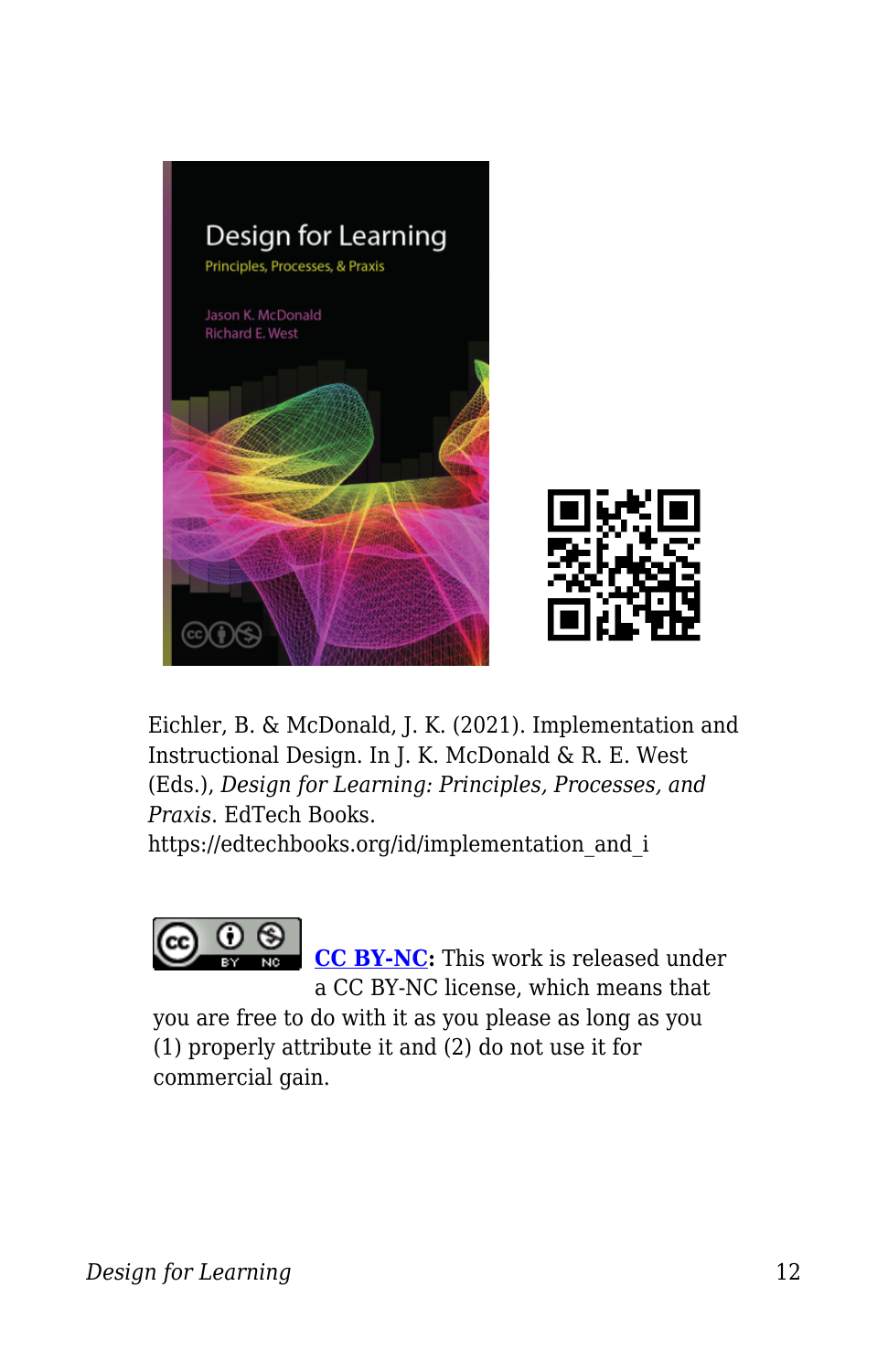Eichler, B. & McDonald, J. K. (2021). Implementation and Instructional Design. In J. K. McDonald & R. E. West (Eds.), *Design for Learning: Principles, Processes, and Praxis*. EdTech Books. https://edtechbooks.org/id/implementation_and_i

**CC BY-NC:** This work is released under a CC BY-NC license, which means that you are free to do with it as you please as long as you (1) properly attribute it and (2) do not use it for commercial gain.